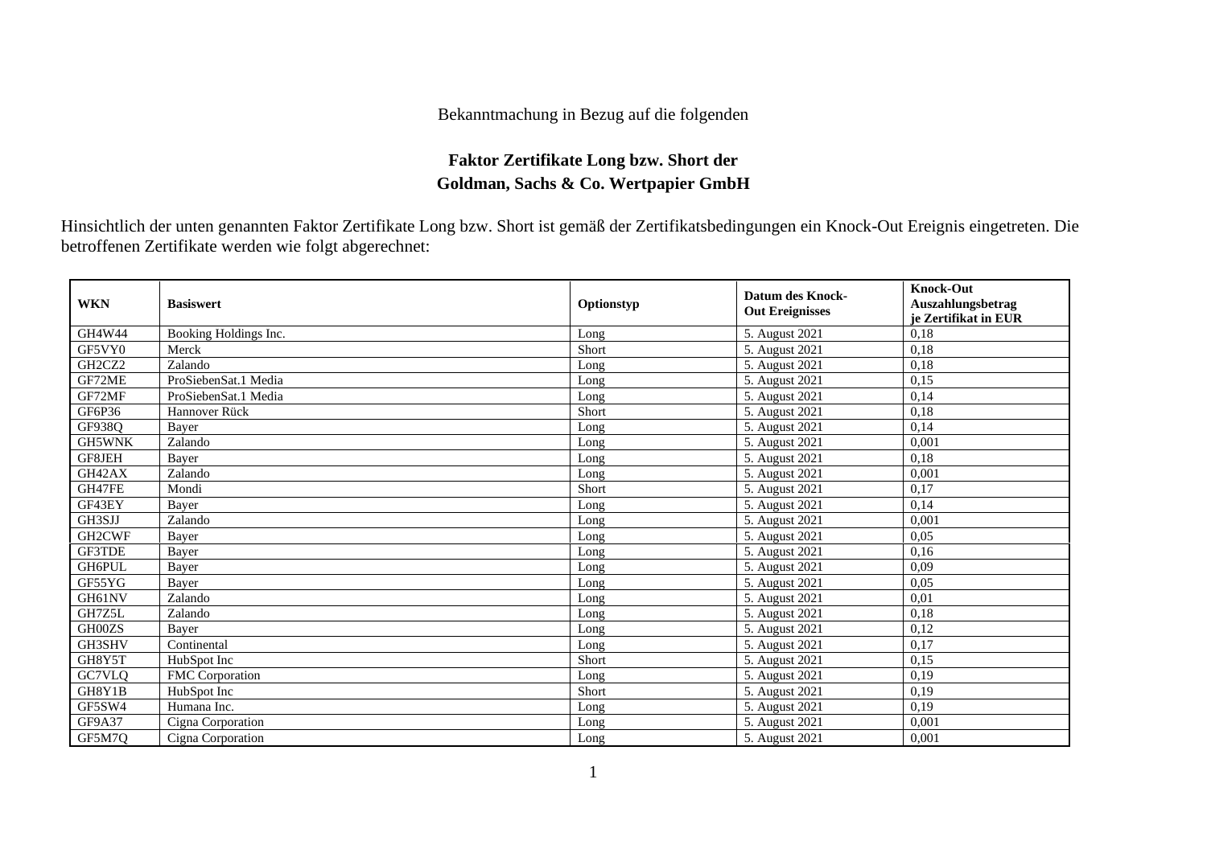Bekanntmachung in Bezug auf die folgenden

**Faktor Zertifikate Long bzw. Short der Goldman, Sachs & Co. Wertpapier GmbH**

Hinsichtlich der unten genannten Faktor Zertifikate Long bzw. Short ist gemäß der Zertifikatsbedingungen ein Knock-Out Ereignis eingetreten. Die betroffenen Zertifikate werden wie folgt abgerechnet:

| WKN | Basiswert | Optionstyp | Datum des Knock-Out Ereignisses | Knock-Out Auszahlungsbetrag je Zertifikat in EUR |
|---|---|---|---|---|
| GH4W44 | Booking Holdings Inc. | Long | 5. August 2021 | 0,18 |
| GF5VY0 | Merck | Short | 5. August 2021 | 0,18 |
| GH2CZ2 | Zalando | Long | 5. August 2021 | 0,18 |
| GF72ME | ProSiebenSat.1 Media | Long | 5. August 2021 | 0,15 |
| GF72MF | ProSiebenSat.1 Media | Long | 5. August 2021 | 0,14 |
| GF6P36 | Hannover Rück | Short | 5. August 2021 | 0,18 |
| GF938Q | Bayer | Long | 5. August 2021 | 0,14 |
| GH5WNK | Zalando | Long | 5. August 2021 | 0,001 |
| GF8JEH | Bayer | Long | 5. August 2021 | 0,18 |
| GH42AX | Zalando | Long | 5. August 2021 | 0,001 |
| GH47FE | Mondi | Short | 5. August 2021 | 0,17 |
| GF43EY | Bayer | Long | 5. August 2021 | 0,14 |
| GH3SJJ | Zalando | Long | 5. August 2021 | 0,001 |
| GH2CWF | Bayer | Long | 5. August 2021 | 0,05 |
| GF3TDE | Bayer | Long | 5. August 2021 | 0,16 |
| GH6PUL | Bayer | Long | 5. August 2021 | 0,09 |
| GF55YG | Bayer | Long | 5. August 2021 | 0,05 |
| GH61NV | Zalando | Long | 5. August 2021 | 0,01 |
| GH7Z5L | Zalando | Long | 5. August 2021 | 0,18 |
| GH00ZS | Bayer | Long | 5. August 2021 | 0,12 |
| GH3SHV | Continental | Long | 5. August 2021 | 0,17 |
| GH8Y5T | HubSpot Inc | Short | 5. August 2021 | 0,15 |
| GC7VLQ | FMC Corporation | Long | 5. August 2021 | 0,19 |
| GH8Y1B | HubSpot Inc | Short | 5. August 2021 | 0,19 |
| GF5SW4 | Humana Inc. | Long | 5. August 2021 | 0,19 |
| GF9A37 | Cigna Corporation | Long | 5. August 2021 | 0,001 |
| GF5M7Q | Cigna Corporation | Long | 5. August 2021 | 0,001 |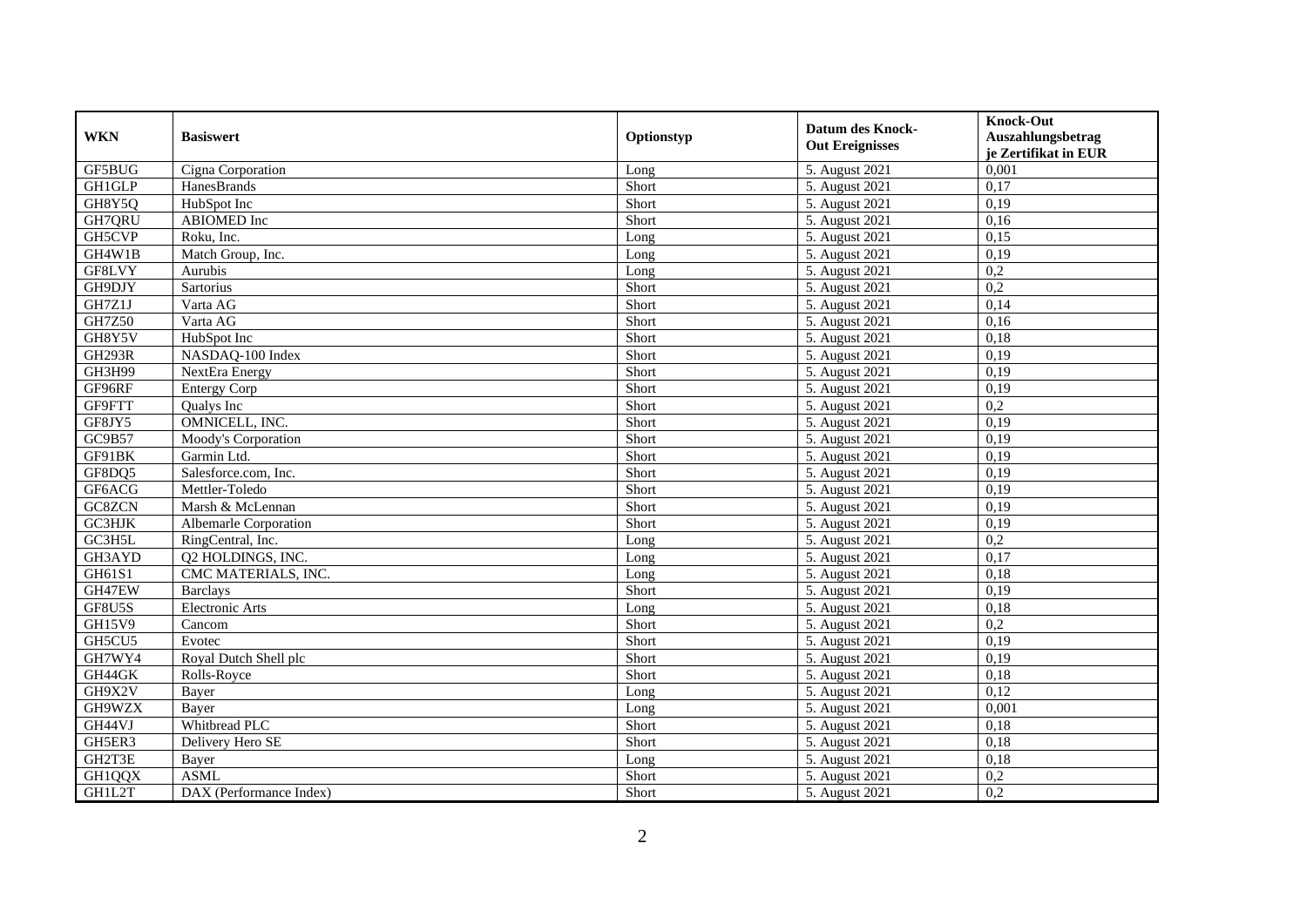| WKN | Basiswert | Optionstyp | Datum des Knock-Out Ereignisses | Knock-Out Auszahlungsbetrag je Zertifikat in EUR |
|---|---|---|---|---|
| GF5BUG | Cigna Corporation | Long | 5. August 2021 | 0,001 |
| GH1GLP | HanesBrands | Short | 5. August 2021 | 0,17 |
| GH8Y5Q | HubSpot Inc | Short | 5. August 2021 | 0,19 |
| GH7QRU | ABIOMED Inc | Short | 5. August 2021 | 0,16 |
| GH5CVP | Roku, Inc. | Long | 5. August 2021 | 0,15 |
| GH4W1B | Match Group, Inc. | Long | 5. August 2021 | 0,19 |
| GF8LVY | Aurubis | Long | 5. August 2021 | 0,2 |
| GH9DJY | Sartorius | Short | 5. August 2021 | 0,2 |
| GH7Z1J | Varta AG | Short | 5. August 2021 | 0,14 |
| GH7Z50 | Varta AG | Short | 5. August 2021 | 0,16 |
| GH8Y5V | HubSpot Inc | Short | 5. August 2021 | 0,18 |
| GH293R | NASDAQ-100 Index | Short | 5. August 2021 | 0,19 |
| GH3H99 | NextEra Energy | Short | 5. August 2021 | 0,19 |
| GF96RF | Entergy Corp | Short | 5. August 2021 | 0,19 |
| GF9FTT | Qualys Inc | Short | 5. August 2021 | 0,2 |
| GF8JY5 | OMNICELL, INC. | Short | 5. August 2021 | 0,19 |
| GC9B57 | Moody's Corporation | Short | 5. August 2021 | 0,19 |
| GF91BK | Garmin Ltd. | Short | 5. August 2021 | 0,19 |
| GF8DQ5 | Salesforce.com, Inc. | Short | 5. August 2021 | 0,19 |
| GF6ACG | Mettler-Toledo | Short | 5. August 2021 | 0,19 |
| GC8ZCN | Marsh & McLennan | Short | 5. August 2021 | 0,19 |
| GC3HJK | Albemarle Corporation | Short | 5. August 2021 | 0,19 |
| GC3H5L | RingCentral, Inc. | Long | 5. August 2021 | 0,2 |
| GH3AYD | Q2 HOLDINGS, INC. | Long | 5. August 2021 | 0,17 |
| GH61S1 | CMC MATERIALS, INC. | Long | 5. August 2021 | 0,18 |
| GH47EW | Barclays | Short | 5. August 2021 | 0,19 |
| GF8U5S | Electronic Arts | Long | 5. August 2021 | 0,18 |
| GH15V9 | Cancom | Short | 5. August 2021 | 0,2 |
| GH5CU5 | Evotec | Short | 5. August 2021 | 0,19 |
| GH7WY4 | Royal Dutch Shell plc | Short | 5. August 2021 | 0,19 |
| GH44GK | Rolls-Royce | Short | 5. August 2021 | 0,18 |
| GH9X2V | Bayer | Long | 5. August 2021 | 0,12 |
| GH9WZX | Bayer | Long | 5. August 2021 | 0,001 |
| GH44VJ | Whitbread PLC | Short | 5. August 2021 | 0,18 |
| GH5ER3 | Delivery Hero SE | Short | 5. August 2021 | 0,18 |
| GH2T3E | Bayer | Long | 5. August 2021 | 0,18 |
| GH1QQX | ASML | Short | 5. August 2021 | 0,2 |
| GH1L2T | DAX (Performance Index) | Short | 5. August 2021 | 0,2 |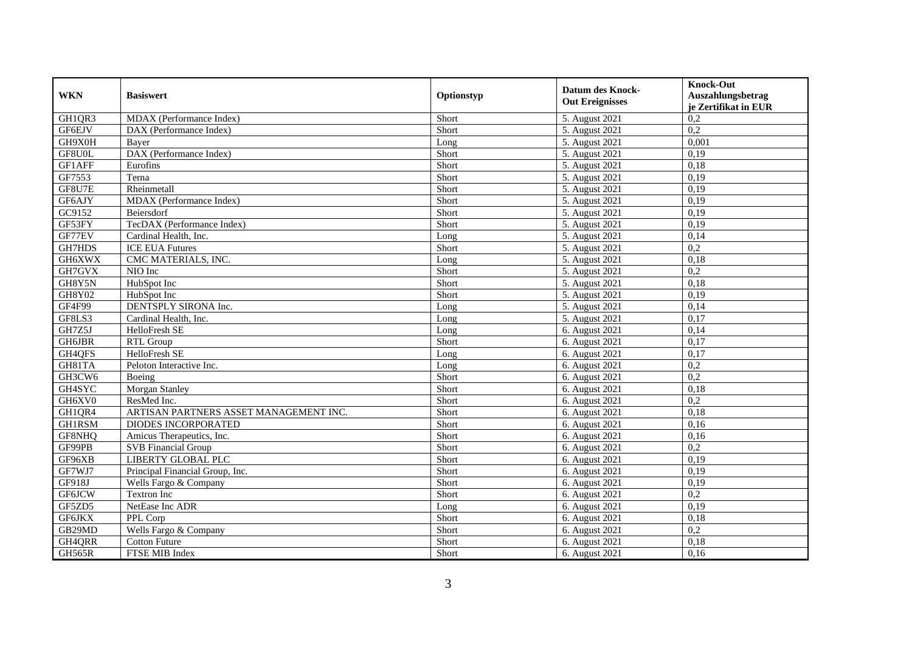| WKN | Basiswert | Optionstyp | Datum des Knock-Out Ereignisses | Knock-Out Auszahlungsbetrag je Zertifikat in EUR |
|---|---|---|---|---|
| GH1QR3 | MDAX (Performance Index) | Short | 5. August 2021 | 0,2 |
| GF6EJV | DAX (Performance Index) | Short | 5. August 2021 | 0,2 |
| GH9X0H | Bayer | Long | 5. August 2021 | 0,001 |
| GF8U0L | DAX (Performance Index) | Short | 5. August 2021 | 0,19 |
| GF1AFF | Eurofins | Short | 5. August 2021 | 0,18 |
| GF7553 | Terna | Short | 5. August 2021 | 0,19 |
| GF8U7E | Rheinmetall | Short | 5. August 2021 | 0,19 |
| GF6AJY | MDAX (Performance Index) | Short | 5. August 2021 | 0,19 |
| GC9152 | Beiersdorf | Short | 5. August 2021 | 0,19 |
| GF53FY | TecDAX (Performance Index) | Short | 5. August 2021 | 0,19 |
| GF77EV | Cardinal Health, Inc. | Long | 5. August 2021 | 0,14 |
| GH7HDS | ICE EUA Futures | Short | 5. August 2021 | 0,2 |
| GH6XWX | CMC MATERIALS, INC. | Long | 5. August 2021 | 0,18 |
| GH7GVX | NIO Inc | Short | 5. August 2021 | 0,2 |
| GH8Y5N | HubSpot Inc | Short | 5. August 2021 | 0,18 |
| GH8Y02 | HubSpot Inc | Short | 5. August 2021 | 0,19 |
| GF4F99 | DENTSPLY SIRONA Inc. | Long | 5. August 2021 | 0,14 |
| GF8LS3 | Cardinal Health, Inc. | Long | 5. August 2021 | 0,17 |
| GH7Z5J | HelloFresh SE | Long | 6. August 2021 | 0,14 |
| GH6JBR | RTL Group | Short | 6. August 2021 | 0,17 |
| GH4QFS | HelloFresh SE | Long | 6. August 2021 | 0,17 |
| GH81TA | Peloton Interactive Inc. | Long | 6. August 2021 | 0,2 |
| GH3CW6 | Boeing | Short | 6. August 2021 | 0,2 |
| GH4SYC | Morgan Stanley | Short | 6. August 2021 | 0,18 |
| GH6XV0 | ResMed Inc. | Short | 6. August 2021 | 0,2 |
| GH1QR4 | ARTISAN PARTNERS ASSET MANAGEMENT INC. | Short | 6. August 2021 | 0,18 |
| GH1RSM | DIODES INCORPORATED | Short | 6. August 2021 | 0,16 |
| GF8NHQ | Amicus Therapeutics, Inc. | Short | 6. August 2021 | 0,16 |
| GF99PB | SVB Financial Group | Short | 6. August 2021 | 0,2 |
| GF96XB | LIBERTY GLOBAL PLC | Short | 6. August 2021 | 0,19 |
| GF7WJ7 | Principal Financial Group, Inc. | Short | 6. August 2021 | 0,19 |
| GF918J | Wells Fargo & Company | Short | 6. August 2021 | 0,19 |
| GF6JCW | Textron Inc | Short | 6. August 2021 | 0,2 |
| GF5ZD5 | NetEase Inc ADR | Long | 6. August 2021 | 0,19 |
| GF6JKX | PPL Corp | Short | 6. August 2021 | 0,18 |
| GB29MD | Wells Fargo & Company | Short | 6. August 2021 | 0,2 |
| GH4QRR | Cotton Future | Short | 6. August 2021 | 0,18 |
| GH565R | FTSE MIB Index | Short | 6. August 2021 | 0,16 |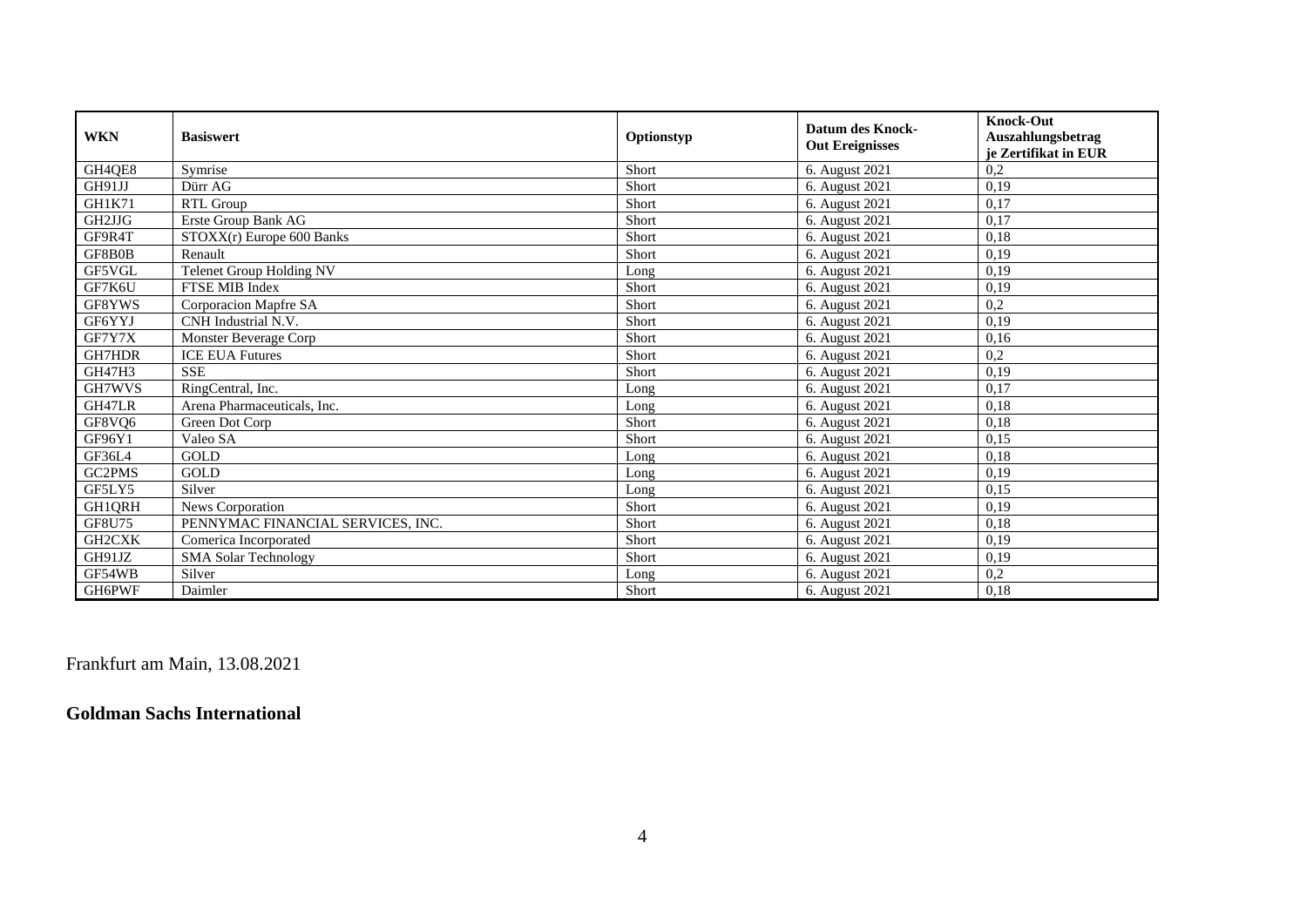| WKN | Basiswert | Optionstyp | Datum des Knock-Out Ereignisses | Knock-Out Auszahlungsbetrag je Zertifikat in EUR |
|---|---|---|---|---|
| GH4QE8 | Symrise | Short | 6. August 2021 | 0,2 |
| GH91JJ | Dürr AG | Short | 6. August 2021 | 0,19 |
| GH1K71 | RTL Group | Short | 6. August 2021 | 0,17 |
| GH2JJG | Erste Group Bank AG | Short | 6. August 2021 | 0,17 |
| GF9R4T | STOXX(r) Europe 600 Banks | Short | 6. August 2021 | 0,18 |
| GF8B0B | Renault | Short | 6. August 2021 | 0,19 |
| GF5VGL | Telenet Group Holding NV | Long | 6. August 2021 | 0,19 |
| GF7K6U | FTSE MIB Index | Short | 6. August 2021 | 0,19 |
| GF8YWS | Corporacion Mapfre SA | Short | 6. August 2021 | 0,2 |
| GF6YYJ | CNH Industrial N.V. | Short | 6. August 2021 | 0,19 |
| GF7Y7X | Monster Beverage Corp | Short | 6. August 2021 | 0,16 |
| GH7HDR | ICE EUA Futures | Short | 6. August 2021 | 0,2 |
| GH47H3 | SSE | Short | 6. August 2021 | 0,19 |
| GH7WVS | RingCentral, Inc. | Long | 6. August 2021 | 0,17 |
| GH47LR | Arena Pharmaceuticals, Inc. | Long | 6. August 2021 | 0,18 |
| GF8VQ6 | Green Dot Corp | Short | 6. August 2021 | 0,18 |
| GF96Y1 | Valeo SA | Short | 6. August 2021 | 0,15 |
| GF36L4 | GOLD | Long | 6. August 2021 | 0,18 |
| GC2PMS | GOLD | Long | 6. August 2021 | 0,19 |
| GF5LY5 | Silver | Long | 6. August 2021 | 0,15 |
| GH1QRH | News Corporation | Short | 6. August 2021 | 0,19 |
| GF8U75 | PENNYMAC FINANCIAL SERVICES, INC. | Short | 6. August 2021 | 0,18 |
| GH2CXK | Comerica Incorporated | Short | 6. August 2021 | 0,19 |
| GH91JZ | SMA Solar Technology | Short | 6. August 2021 | 0,19 |
| GF54WB | Silver | Long | 6. August 2021 | 0,2 |
| GH6PWF | Daimler | Short | 6. August 2021 | 0,18 |

Frankfurt am Main, 13.08.2021

**Goldman Sachs International**